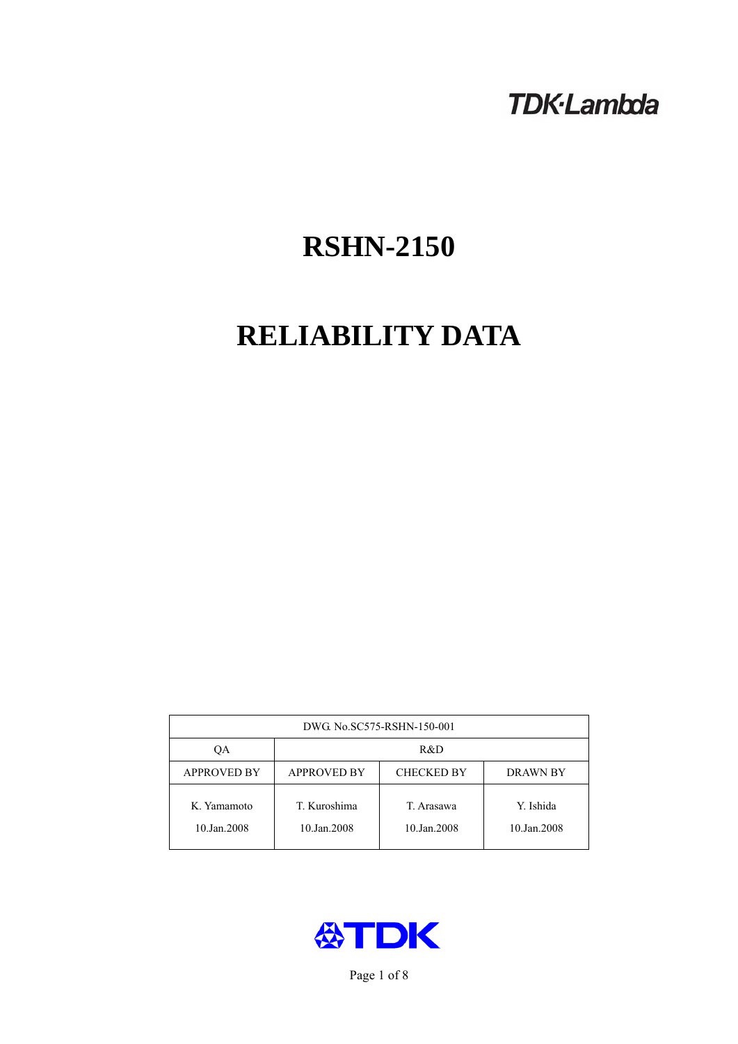TDK·Lambda

# RSHN-2150

# RELIABILITY DATA

| DWG. No.SC575-RSHN-150-001 | | | |
|---|---|---|---|
| QA | R&D | | |
| APPROVED BY | APPROVED BY | CHECKED BY | DRAWN BY |
| K. Yamamoto<br>10.Jan.2008 | T. Kuroshima<br>10.Jan.2008 | T. Arasawa<br>10.Jan.2008 | Y. Ishida<br>10.Jan.2008 |

TDK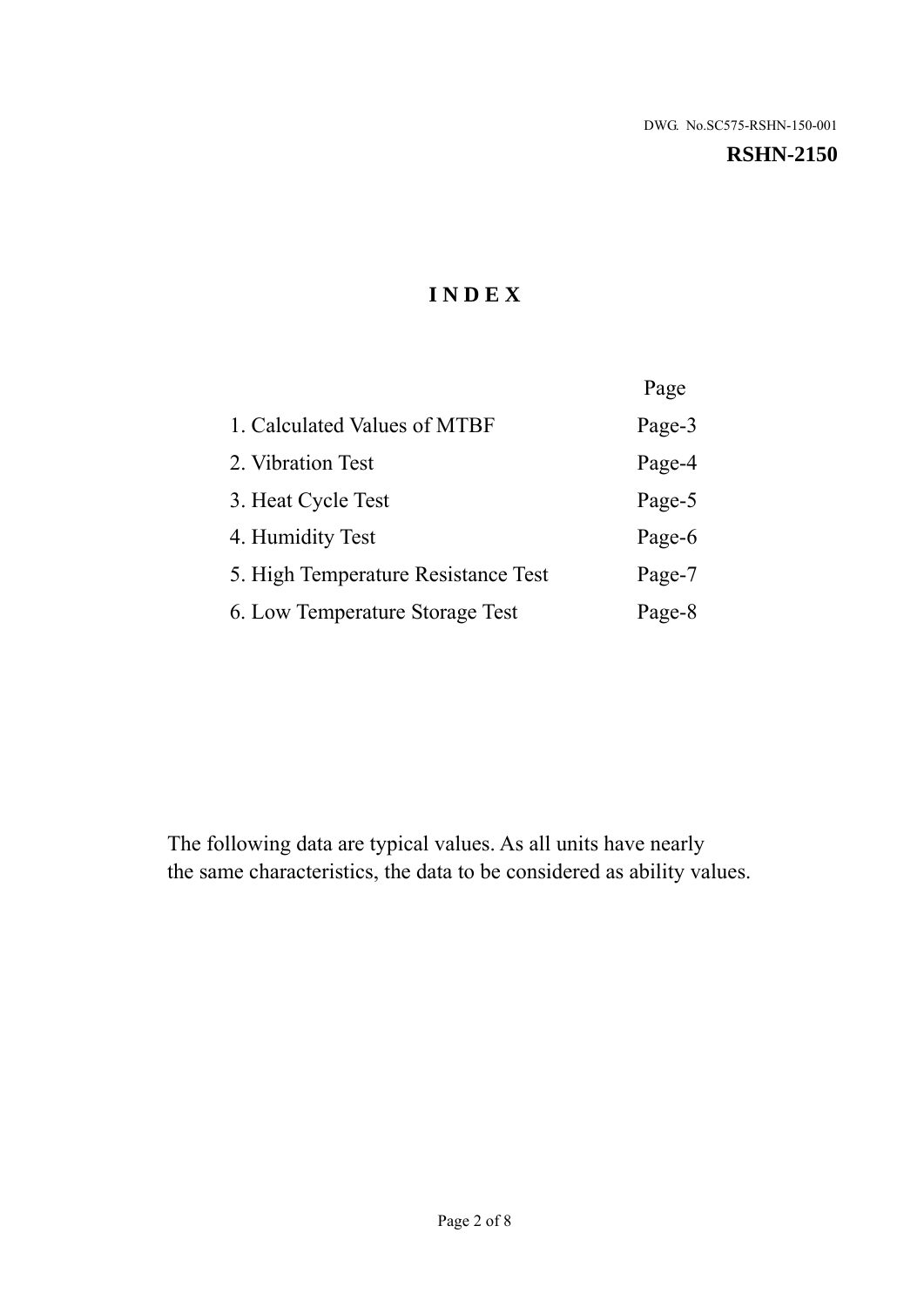DWG. No.SC575-RSHN-150-001

**RSHN-2150**

# INDEX

| | Page |
|---|---|
| 1. Calculated Values of MTBF | Page-3 |
| 2. Vibration Test | Page-4 |
| 3. Heat Cycle Test | Page-5 |
| 4. Humidity Test | Page-6 |
| 5. High Temperature Resistance Test | Page-7 |
| 6. Low Temperature Storage Test | Page-8 |

The following data are typical values. As all units have nearly the same characteristics, the data to be considered as ability values.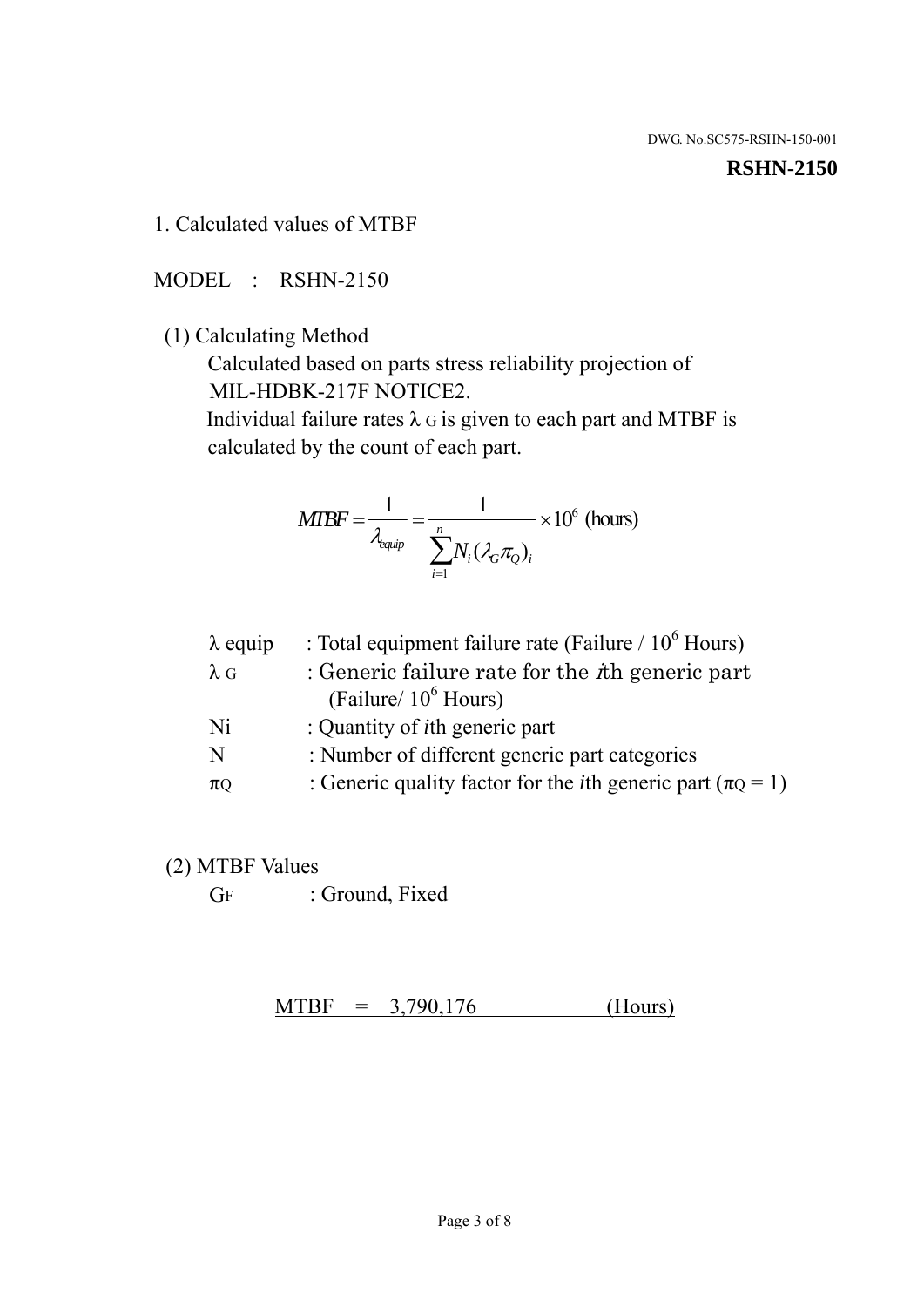DWG. No.SC575-RSHN-150-001

**RSHN-2150**

## 1. Calculated values of MTBF

MODEL : RSHN-2150

(1) Calculating Method

Calculated based on parts stress reliability projection of MIL-HDBK-217F NOTICE2.

Individual failure rates $\lambda_G$ is given to each part and MTBF is calculated by the count of each part.

$$MTBF = \frac{1}{\lambda_{equip}} = \frac{1}{\sum_{i=1}^{n} N_i (\lambda_G \pi_Q)_i} \times 10^6 \text{ (hours)}$$

| | |
|---|---|
| $\lambda$ equip | : Total equipment failure rate (Failure / $10^6$ Hours) |
| $\lambda_G$ | : Generic failure rate for the $i$th generic part (Failure/ $10^6$ Hours) |
| Ni | : Quantity of $i$th generic part |
| N | : Number of different generic part categories |
| $\pi_Q$ | : Generic quality factor for the $i$th generic part ($\pi_Q = 1$) |

(2) MTBF Values

$G_F$ : Ground, Fixed

MTBF = 3,790,176 (Hours)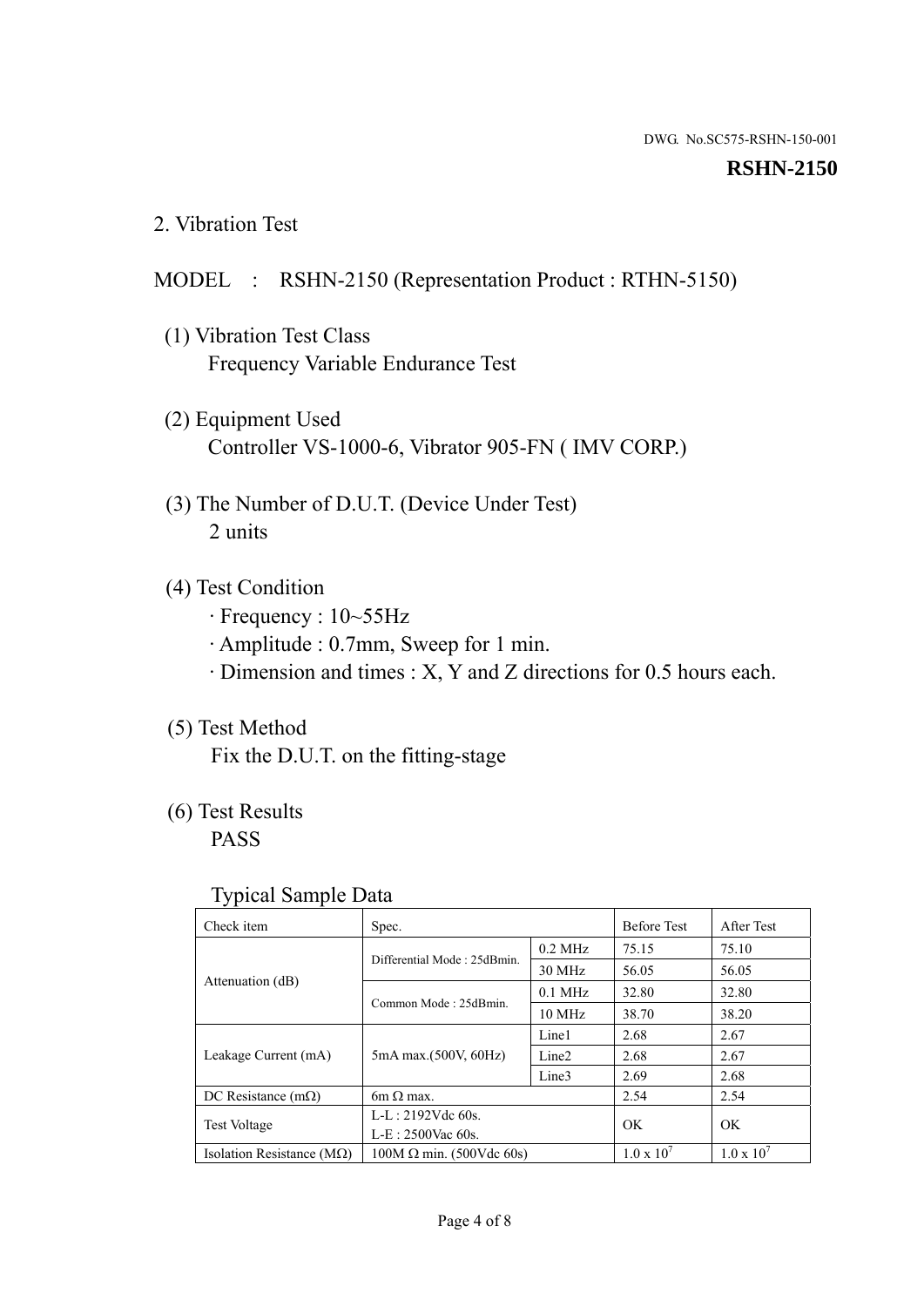DWG. No.SC575-RSHN-150-001

**RSHN-2150**

## 2. Vibration Test

MODEL : RSHN-2150 (Representation Product : RTHN-5150)

(1) Vibration Test Class
Frequency Variable Endurance Test

(2) Equipment Used
Controller VS-1000-6, Vibrator 905-FN ( IMV CORP.)

(3) The Number of D.U.T. (Device Under Test)
2 units

(4) Test Condition
· Frequency : 10~55Hz
· Amplitude : 0.7mm, Sweep for 1 min.
· Dimension and times : X, Y and Z directions for 0.5 hours each.

(5) Test Method
Fix the D.U.T. on the fitting-stage

(6) Test Results
PASS

Typical Sample Data

| Check item | Spec. | | Before Test | After Test |
|---|---|---|---|---|
| Attenuation (dB) | Differential Mode : 25dBmin. | 0.2 MHz | 75.15 | 75.10 |
| | | 30 MHz | 56.05 | 56.05 |
| | Common Mode : 25dBmin. | 0.1 MHz | 32.80 | 32.80 |
| | | 10 MHz | 38.70 | 38.20 |
| Leakage Current (mA) | 5mA max.(500V, 60Hz) | Line1 | 2.68 | 2.67 |
| | | Line2 | 2.68 | 2.67 |
| | | Line3 | 2.69 | 2.68 |
| DC Resistance (mΩ) | 6m Ω max. | | 2.54 | 2.54 |
| Test Voltage | L-L : 2192Vdc 60s. L-E : 2500Vac 60s. | | OK | OK |
| Isolation Resistance (MΩ) | 100M Ω min. (500Vdc 60s) | | $1.0 \times 10^7$ | $1.0 \times 10^7$ |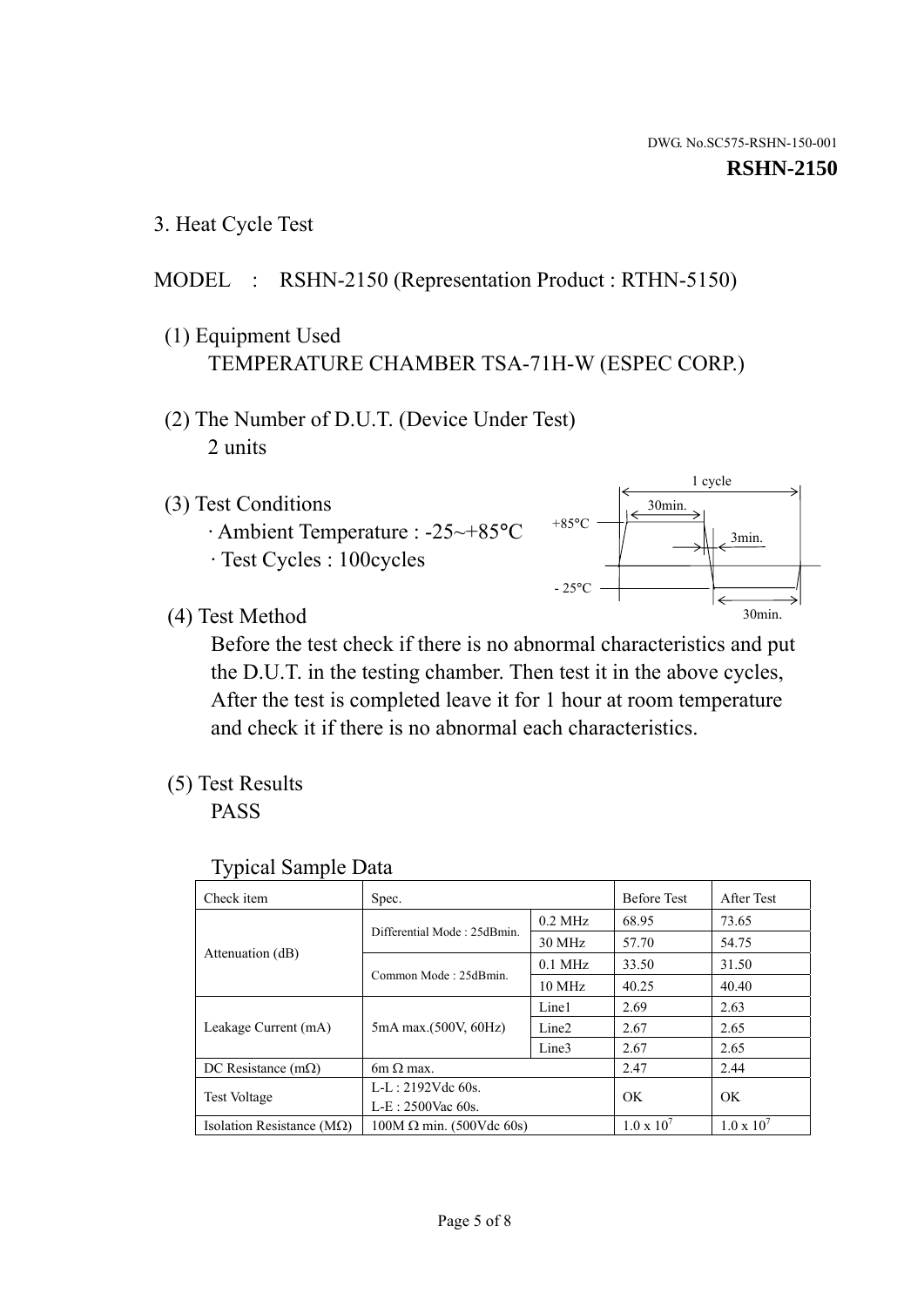DWG. No.SC575-RSHN-150-001

**RSHN-2150**

## 3. Heat Cycle Test

MODEL : RSHN-2150 (Representation Product : RTHN-5150)

(1) Equipment Used

TEMPERATURE CHAMBER TSA-71H-W (ESPEC CORP.)

(2) The Number of D.U.T. (Device Under Test)

2 units

(3) Test Conditions

· Ambient Temperature : -25~+85°C

· Test Cycles : 100cycles

1 cycle
30min.
+85°C
3min.
- 25°C
30min.

(4) Test Method

Before the test check if there is no abnormal characteristics and put the D.U.T. in the testing chamber. Then test it in the above cycles, After the test is completed leave it for 1 hour at room temperature and check it if there is no abnormal each characteristics.

(5) Test Results

PASS

Typical Sample Data

| Check item | Spec. | | Before Test | After Test |
|---|---|---|---|---|
| Attenuation (dB) | Differential Mode : 25dBmin. | 0.2 MHz | 68.95 | 73.65 |
| | | 30 MHz | 57.70 | 54.75 |
| | Common Mode : 25dBmin. | 0.1 MHz | 33.50 | 31.50 |
| | | 10 MHz | 40.25 | 40.40 |
| Leakage Current (mA) | 5mA max.(500V, 60Hz) | Line1 | 2.69 | 2.63 |
| | | Line2 | 2.67 | 2.65 |
| | | Line3 | 2.67 | 2.65 |
| DC Resistance (mΩ) | 6m Ω max. | | 2.47 | 2.44 |
| Test Voltage | L-L : 2192Vdc 60s. L-E : 2500Vac 60s. | | OK | OK |
| Isolation Resistance (MΩ) | 100M Ω min. (500Vdc 60s) | | $1.0 \times 10^7$ | $1.0 \times 10^7$ |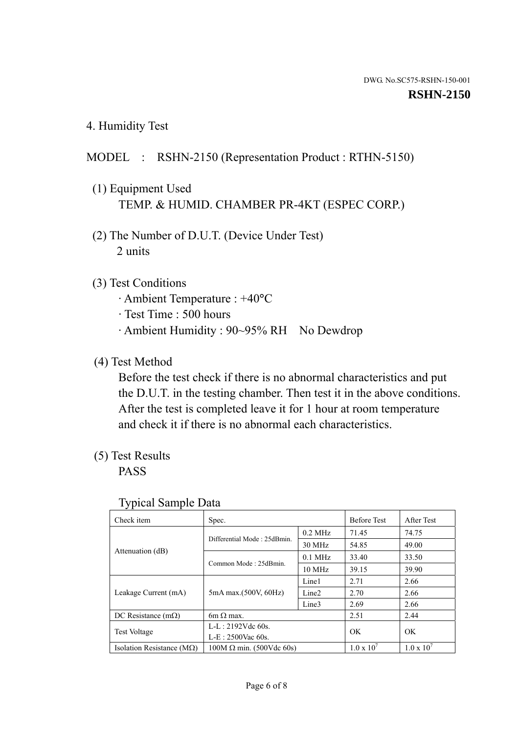DWG. No.SC575-RSHN-150-001

**RSHN-2150**

4. Humidity Test

MODEL : RSHN-2150 (Representation Product : RTHN-5150)

(1) Equipment Used
TEMP. & HUMID. CHAMBER PR-4KT (ESPEC CORP.)

(2) The Number of D.U.T. (Device Under Test)
2 units

(3) Test Conditions
· Ambient Temperature : +40°C
· Test Time : 500 hours
· Ambient Humidity : 90~95% RH No Dewdrop

(4) Test Method
Before the test check if there is no abnormal characteristics and put the D.U.T. in the testing chamber. Then test it in the above conditions. After the test is completed leave it for 1 hour at room temperature and check it if there is no abnormal each characteristics.

(5) Test Results
PASS

Typical Sample Data

| Check item | Spec. | | Before Test | After Test |
|---|---|---|---|---|
| Attenuation (dB) | Differential Mode : 25dBmin. | 0.2 MHz | 71.45 | 74.75 |
| | | 30 MHz | 54.85 | 49.00 |
| | Common Mode : 25dBmin. | 0.1 MHz | 33.40 | 33.50 |
| | | 10 MHz | 39.15 | 39.90 |
| Leakage Current (mA) | 5mA max.(500V, 60Hz) | Line1 | 2.71 | 2.66 |
| | | Line2 | 2.70 | 2.66 |
| | | Line3 | 2.69 | 2.66 |
| DC Resistance (mΩ) | 6m Ω max. | | 2.51 | 2.44 |
| Test Voltage | L-L : 2192Vdc 60s.<br>L-E : 2500Vac 60s. | | OK | OK |
| Isolation Resistance (MΩ) | 100M Ω min. (500Vdc 60s) | | $1.0 \times 10^7$ | $1.0 \times 10^7$ |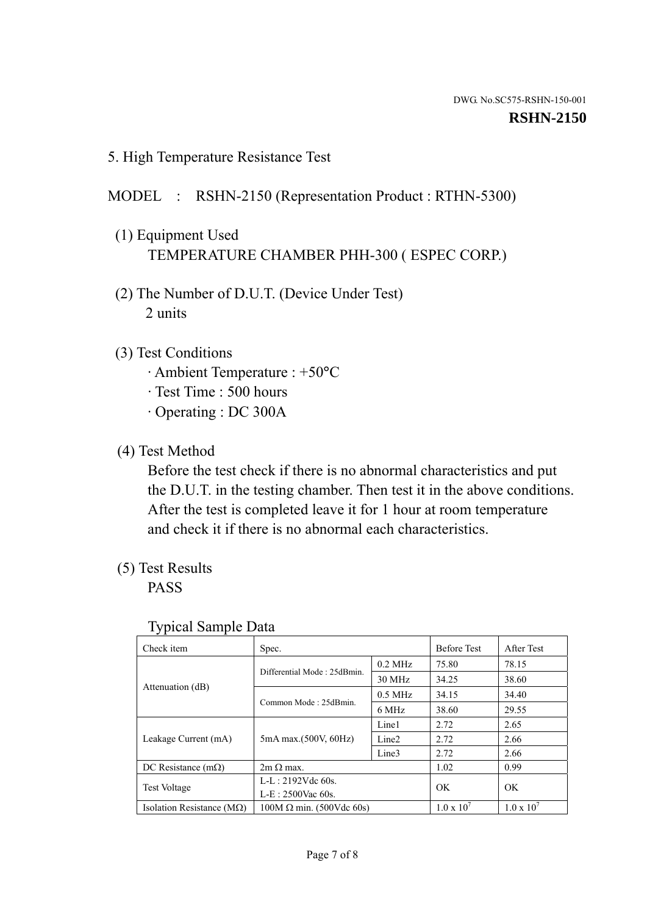DWG. No.SC575-RSHN-150-001

**RSHN-2150**

## 5. High Temperature Resistance Test

MODEL : RSHN-2150 (Representation Product : RTHN-5300)

(1) Equipment Used

TEMPERATURE CHAMBER PHH-300 ( ESPEC CORP.)

(2) The Number of D.U.T. (Device Under Test)

2 units

(3) Test Conditions

- Ambient Temperature : +50°C
- Test Time : 500 hours
- Operating : DC 300A

(4) Test Method

Before the test check if there is no abnormal characteristics and put the D.U.T. in the testing chamber. Then test it in the above conditions. After the test is completed leave it for 1 hour at room temperature and check it if there is no abnormal each characteristics.

(5) Test Results

PASS

Typical Sample Data

| Check item | Spec. | | Before Test | After Test |
|---|---|---|---|---|
| Attenuation (dB) | Differential Mode : 25dBmin. | 0.2 MHz | 75.80 | 78.15 |
| | | 30 MHz | 34.25 | 38.60 |
| | Common Mode : 25dBmin. | 0.5 MHz | 34.15 | 34.40 |
| | | 6 MHz | 38.60 | 29.55 |
| Leakage Current (mA) | 5mA max.(500V, 60Hz) | Line1 | 2.72 | 2.65 |
| | | Line2 | 2.72 | 2.66 |
| | | Line3 | 2.72 | 2.66 |
| DC Resistance (mΩ) | 2m Ω max. | | 1.02 | 0.99 |
| Test Voltage | L-L : 2192Vdc 60s. L-E : 2500Vac 60s. | | OK | OK |
| Isolation Resistance (MΩ) | 100M Ω min. (500Vdc 60s) | | $1.0 \times 10^7$ | $1.0 \times 10^7$ |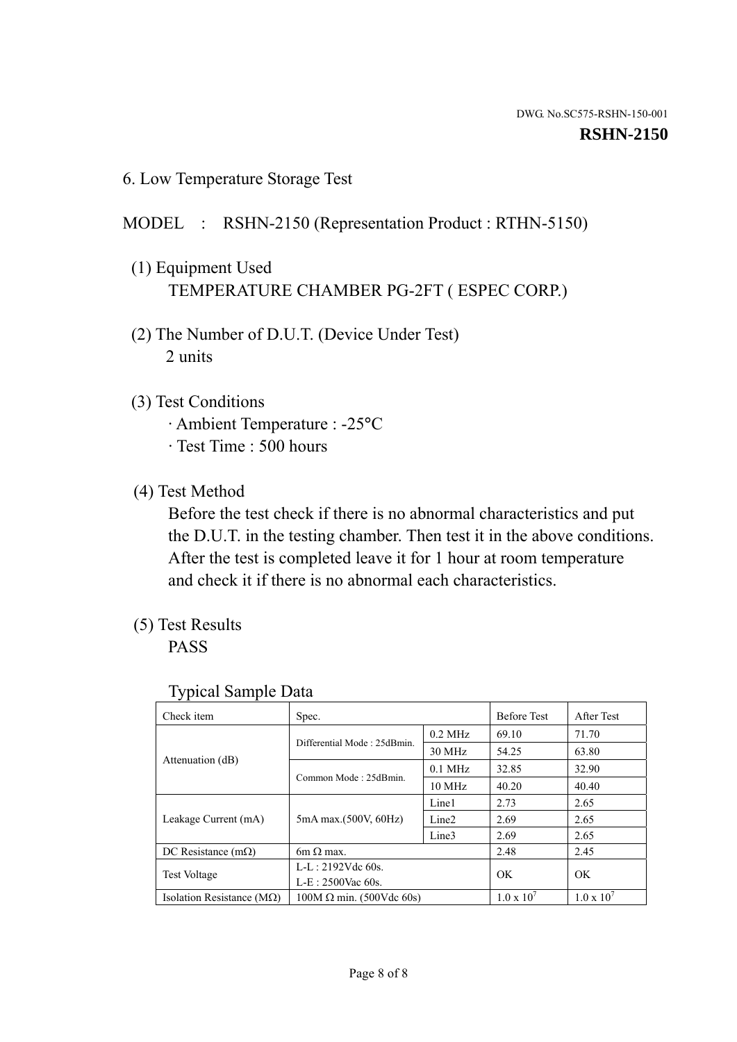DWG. No.SC575-RSHN-150-001

**RSHN-2150**

## 6. Low Temperature Storage Test

MODEL : RSHN-2150 (Representation Product : RTHN-5150)

(1) Equipment Used

TEMPERATURE CHAMBER PG-2FT ( ESPEC CORP.)

(2) The Number of D.U.T. (Device Under Test)

2 units

(3) Test Conditions

· Ambient Temperature : -25°C

· Test Time : 500 hours

(4) Test Method

Before the test check if there is no abnormal characteristics and put the D.U.T. in the testing chamber. Then test it in the above conditions. After the test is completed leave it for 1 hour at room temperature and check it if there is no abnormal each characteristics.

(5) Test Results

PASS

Typical Sample Data

| Check item | Spec. | | Before Test | After Test |
|---|---|---|---|---|
| Attenuation (dB) | Differential Mode : 25dBmin. | 0.2 MHz | 69.10 | 71.70 |
| | | 30 MHz | 54.25 | 63.80 |
| | Common Mode : 25dBmin. | 0.1 MHz | 32.85 | 32.90 |
| | | 10 MHz | 40.20 | 40.40 |
| Leakage Current (mA) | 5mA max.(500V, 60Hz) | Line1 | 2.73 | 2.65 |
| | | Line2 | 2.69 | 2.65 |
| | | Line3 | 2.69 | 2.65 |
| DC Resistance (mΩ) | 6m Ω max. | | 2.48 | 2.45 |
| Test Voltage | L-L : 2192Vdc 60s.<br>L-E : 2500Vac 60s. | | OK | OK |
| Isolation Resistance (MΩ) | 100M Ω min. (500Vdc 60s) | | $1.0 \times 10^{7}$ | $1.0 \times 10^{7}$ |